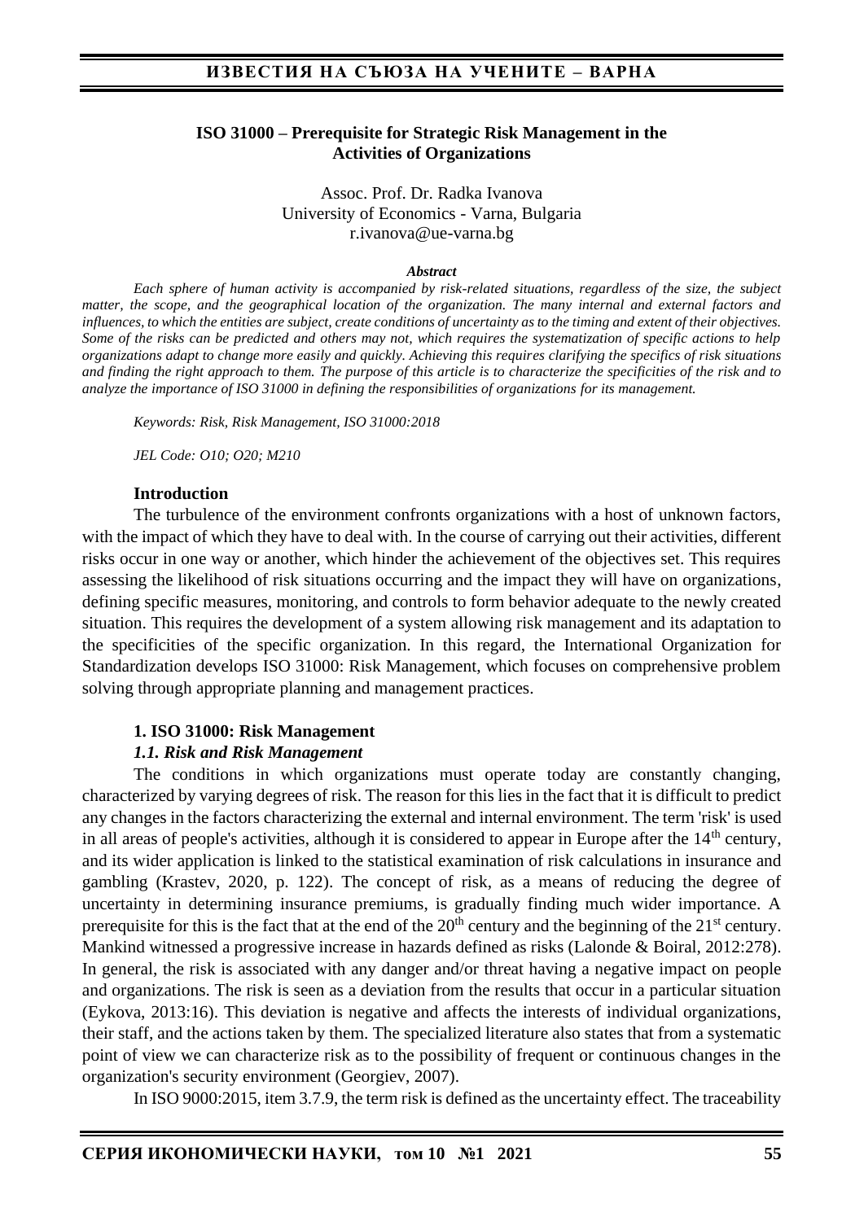# ISO 31000 – Prerequisite for Strategic Risk Management in the Activities of Organizations

Assoc. Prof. Dr. Radka Ivanova
University of Economics - Varna, Bulgaria
r.ivanova@ue-varna.bg

***Abstract***

*Each sphere of human activity is accompanied by risk-related situations, regardless of the size, the subject matter, the scope, and the geographical location of the organization. The many internal and external factors and influences, to which the entities are subject, create conditions of uncertainty as to the timing and extent of their objectives. Some of the risks can be predicted and others may not, which requires the systematization of specific actions to help organizations adapt to change more easily and quickly. Achieving this requires clarifying the specifics of risk situations and finding the right approach to them. The purpose of this article is to characterize the specificities of the risk and to analyze the importance of ISO 31000 in defining the responsibilities of organizations for its management.*

*Keywords: Risk, Risk Management, ISO 31000:2018*

*JEL Code: O10; O20; M210*

## Introduction

The turbulence of the environment confronts organizations with a host of unknown factors, with the impact of which they have to deal with. In the course of carrying out their activities, different risks occur in one way or another, which hinder the achievement of the objectives set. This requires assessing the likelihood of risk situations occurring and the impact they will have on organizations, defining specific measures, monitoring, and controls to form behavior adequate to the newly created situation. This requires the development of a system allowing risk management and its adaptation to the specificities of the specific organization. In this regard, the International Organization for Standardization develops ISO 31000: Risk Management, which focuses on comprehensive problem solving through appropriate planning and management practices.

## 1. ISO 31000: Risk Management

### *1.1. Risk and Risk Management*

The conditions in which organizations must operate today are constantly changing, characterized by varying degrees of risk. The reason for this lies in the fact that it is difficult to predict any changes in the factors characterizing the external and internal environment. The term 'risk' is used in all areas of people's activities, although it is considered to appear in Europe after the 14th century, and its wider application is linked to the statistical examination of risk calculations in insurance and gambling (Krastev, 2020, p. 122). The concept of risk, as a means of reducing the degree of uncertainty in determining insurance premiums, is gradually finding much wider importance. A prerequisite for this is the fact that at the end of the 20th century and the beginning of the 21st century. Mankind witnessed a progressive increase in hazards defined as risks (Lalonde & Boiral, 2012:278). In general, the risk is associated with any danger and/or threat having a negative impact on people and organizations. The risk is seen as a deviation from the results that occur in a particular situation (Eykova, 2013:16). This deviation is negative and affects the interests of individual organizations, their staff, and the actions taken by them. The specialized literature also states that from a systematic point of view we can characterize risk as to the possibility of frequent or continuous changes in the organization's security environment (Georgiev, 2007).

In ISO 9000:2015, item 3.7.9, the term risk is defined as the uncertainty effect. The traceability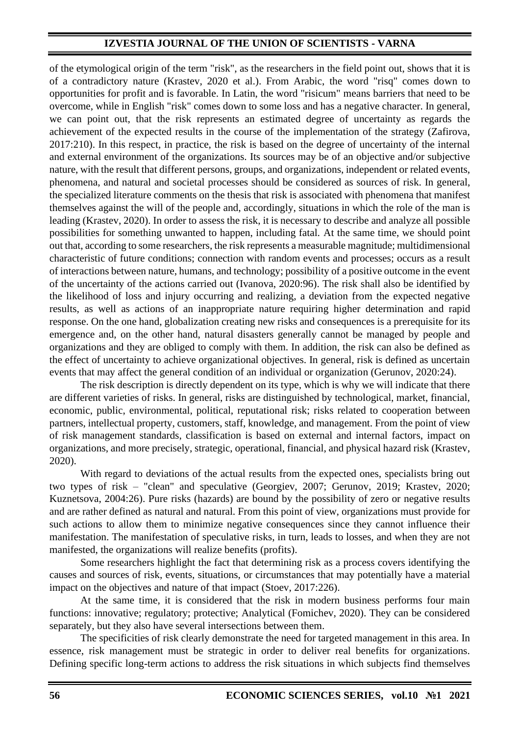of the etymological origin of the term "risk", as the researchers in the field point out, shows that it is of a contradictory nature (Krastev, 2020 et al.). From Arabic, the word "risq" comes down to opportunities for profit and is favorable. In Latin, the word "risicum" means barriers that need to be overcome, while in English "risk" comes down to some loss and has a negative character. In general, we can point out, that the risk represents an estimated degree of uncertainty as regards the achievement of the expected results in the course of the implementation of the strategy (Zafirova, 2017:210). In this respect, in practice, the risk is based on the degree of uncertainty of the internal and external environment of the organizations. Its sources may be of an objective and/or subjective nature, with the result that different persons, groups, and organizations, independent or related events, phenomena, and natural and societal processes should be considered as sources of risk. In general, the specialized literature comments on the thesis that risk is associated with phenomena that manifest themselves against the will of the people and, accordingly, situations in which the role of the man is leading (Krastev, 2020). In order to assess the risk, it is necessary to describe and analyze all possible possibilities for something unwanted to happen, including fatal. At the same time, we should point out that, according to some researchers, the risk represents a measurable magnitude; multidimensional characteristic of future conditions; connection with random events and processes; occurs as a result of interactions between nature, humans, and technology; possibility of a positive outcome in the event of the uncertainty of the actions carried out (Ivanova, 2020:96). The risk shall also be identified by the likelihood of loss and injury occurring and realizing, a deviation from the expected negative results, as well as actions of an inappropriate nature requiring higher determination and rapid response. On the one hand, globalization creating new risks and consequences is a prerequisite for its emergence and, on the other hand, natural disasters generally cannot be managed by people and organizations and they are obliged to comply with them. In addition, the risk can also be defined as the effect of uncertainty to achieve organizational objectives. In general, risk is defined as uncertain events that may affect the general condition of an individual or organization (Gerunov, 2020:24).

The risk description is directly dependent on its type, which is why we will indicate that there are different varieties of risks. In general, risks are distinguished by technological, market, financial, economic, public, environmental, political, reputational risk; risks related to cooperation between partners, intellectual property, customers, staff, knowledge, and management. From the point of view of risk management standards, classification is based on external and internal factors, impact on organizations, and more precisely, strategic, operational, financial, and physical hazard risk (Krastev, 2020).

With regard to deviations of the actual results from the expected ones, specialists bring out two types of risk – "clean" and speculative (Georgiev, 2007; Gerunov, 2019; Krastev, 2020; Kuznetsova, 2004:26). Pure risks (hazards) are bound by the possibility of zero or negative results and are rather defined as natural and natural. From this point of view, organizations must provide for such actions to allow them to minimize negative consequences since they cannot influence their manifestation. The manifestation of speculative risks, in turn, leads to losses, and when they are not manifested, the organizations will realize benefits (profits).

Some researchers highlight the fact that determining risk as a process covers identifying the causes and sources of risk, events, situations, or circumstances that may potentially have a material impact on the objectives and nature of that impact (Stoev, 2017:226).

At the same time, it is considered that the risk in modern business performs four main functions: innovative; regulatory; protective; Analytical (Fomichev, 2020). They can be considered separately, but they also have several intersections between them.

The specificities of risk clearly demonstrate the need for targeted management in this area. In essence, risk management must be strategic in order to deliver real benefits for organizations. Defining specific long-term actions to address the risk situations in which subjects find themselves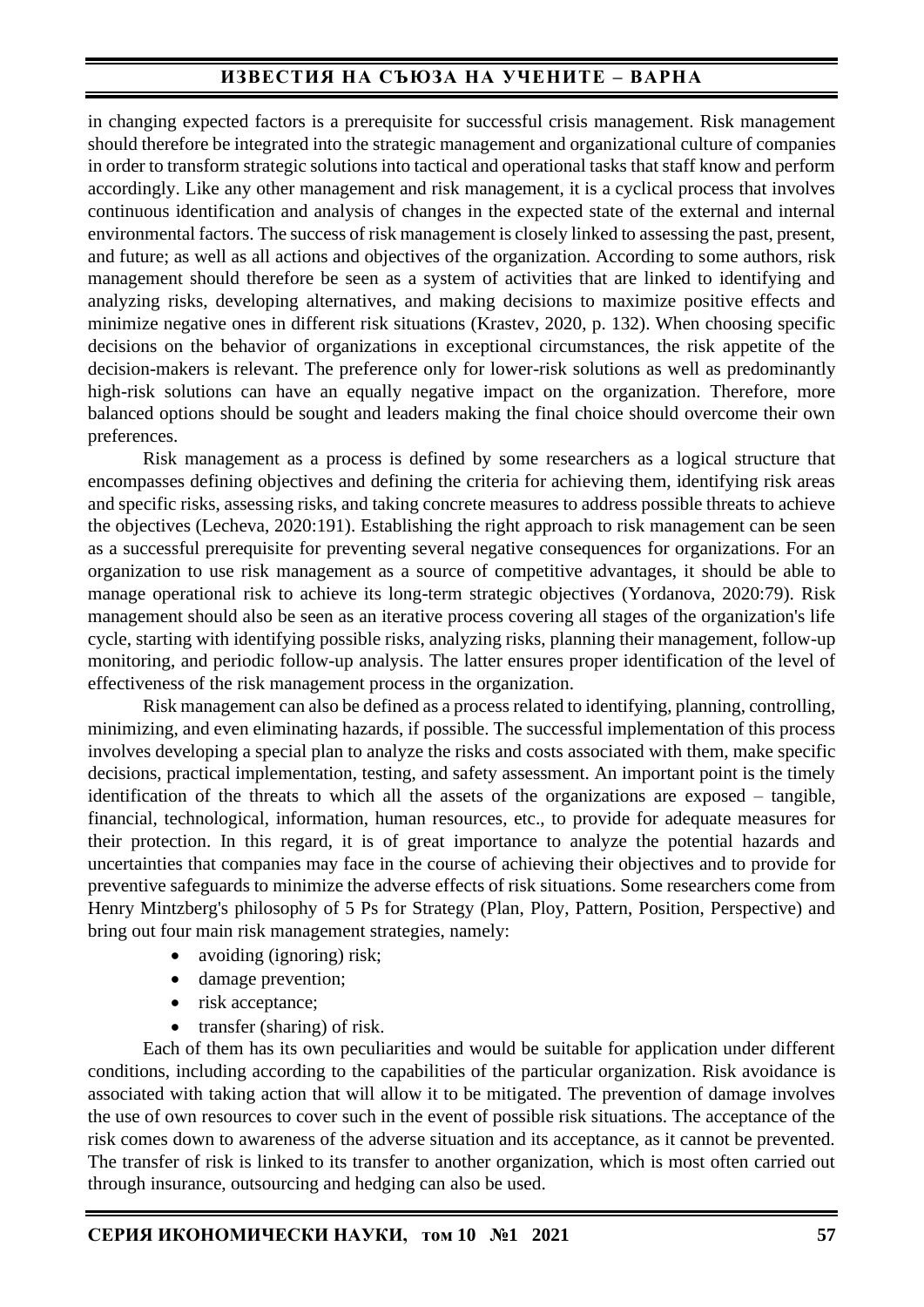in changing expected factors is a prerequisite for successful crisis management. Risk management should therefore be integrated into the strategic management and organizational culture of companies in order to transform strategic solutions into tactical and operational tasks that staff know and perform accordingly. Like any other management and risk management, it is a cyclical process that involves continuous identification and analysis of changes in the expected state of the external and internal environmental factors. The success of risk management is closely linked to assessing the past, present, and future; as well as all actions and objectives of the organization. According to some authors, risk management should therefore be seen as a system of activities that are linked to identifying and analyzing risks, developing alternatives, and making decisions to maximize positive effects and minimize negative ones in different risk situations (Krastev, 2020, p. 132). When choosing specific decisions on the behavior of organizations in exceptional circumstances, the risk appetite of the decision-makers is relevant. The preference only for lower-risk solutions as well as predominantly high-risk solutions can have an equally negative impact on the organization. Therefore, more balanced options should be sought and leaders making the final choice should overcome their own preferences.

Risk management as a process is defined by some researchers as a logical structure that encompasses defining objectives and defining the criteria for achieving them, identifying risk areas and specific risks, assessing risks, and taking concrete measures to address possible threats to achieve the objectives (Lecheva, 2020:191). Establishing the right approach to risk management can be seen as a successful prerequisite for preventing several negative consequences for organizations. For an organization to use risk management as a source of competitive advantages, it should be able to manage operational risk to achieve its long-term strategic objectives (Yordanova, 2020:79). Risk management should also be seen as an iterative process covering all stages of the organization's life cycle, starting with identifying possible risks, analyzing risks, planning their management, follow-up monitoring, and periodic follow-up analysis. The latter ensures proper identification of the level of effectiveness of the risk management process in the organization.

Risk management can also be defined as a process related to identifying, planning, controlling, minimizing, and even eliminating hazards, if possible. The successful implementation of this process involves developing a special plan to analyze the risks and costs associated with them, make specific decisions, practical implementation, testing, and safety assessment. An important point is the timely identification of the threats to which all the assets of the organizations are exposed – tangible, financial, technological, information, human resources, etc., to provide for adequate measures for their protection. In this regard, it is of great importance to analyze the potential hazards and uncertainties that companies may face in the course of achieving their objectives and to provide for preventive safeguards to minimize the adverse effects of risk situations. Some researchers come from Henry Mintzberg's philosophy of 5 Ps for Strategy (Plan, Ploy, Pattern, Position, Perspective) and bring out four main risk management strategies, namely:

- avoiding (ignoring) risk;
- damage prevention;
- risk acceptance;
- transfer (sharing) of risk.

Each of them has its own peculiarities and would be suitable for application under different conditions, including according to the capabilities of the particular organization. Risk avoidance is associated with taking action that will allow it to be mitigated. The prevention of damage involves the use of own resources to cover such in the event of possible risk situations. The acceptance of the risk comes down to awareness of the adverse situation and its acceptance, as it cannot be prevented. The transfer of risk is linked to its transfer to another organization, which is most often carried out through insurance, outsourcing and hedging can also be used.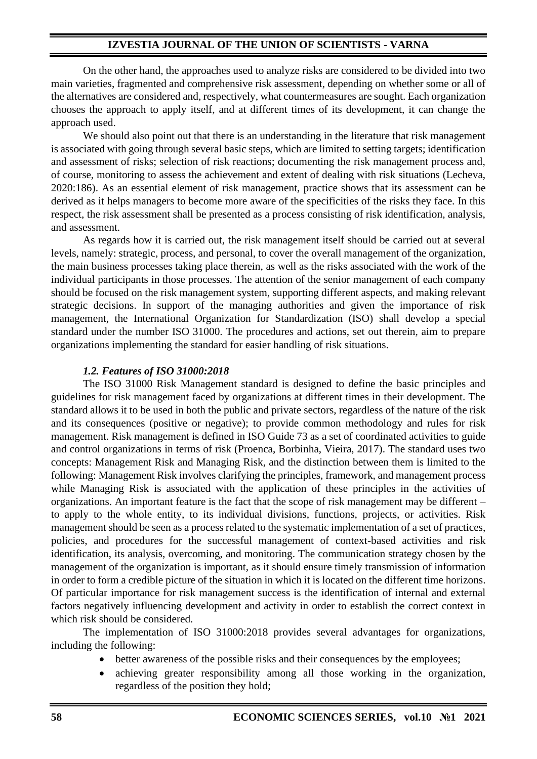On the other hand, the approaches used to analyze risks are considered to be divided into two main varieties, fragmented and comprehensive risk assessment, depending on whether some or all of the alternatives are considered and, respectively, what countermeasures are sought. Each organization chooses the approach to apply itself, and at different times of its development, it can change the approach used.

We should also point out that there is an understanding in the literature that risk management is associated with going through several basic steps, which are limited to setting targets; identification and assessment of risks; selection of risk reactions; documenting the risk management process and, of course, monitoring to assess the achievement and extent of dealing with risk situations (Lecheva, 2020:186). As an essential element of risk management, practice shows that its assessment can be derived as it helps managers to become more aware of the specificities of the risks they face. In this respect, the risk assessment shall be presented as a process consisting of risk identification, analysis, and assessment.

As regards how it is carried out, the risk management itself should be carried out at several levels, namely: strategic, process, and personal, to cover the overall management of the organization, the main business processes taking place therein, as well as the risks associated with the work of the individual participants in those processes. The attention of the senior management of each company should be focused on the risk management system, supporting different aspects, and making relevant strategic decisions. In support of the managing authorities and given the importance of risk management, the International Organization for Standardization (ISO) shall develop a special standard under the number ISO 31000. The procedures and actions, set out therein, aim to prepare organizations implementing the standard for easier handling of risk situations.

### *1.2. Features of ISO 31000:2018*

The ISO 31000 Risk Management standard is designed to define the basic principles and guidelines for risk management faced by organizations at different times in their development. The standard allows it to be used in both the public and private sectors, regardless of the nature of the risk and its consequences (positive or negative); to provide common methodology and rules for risk management. Risk management is defined in ISO Guide 73 as a set of coordinated activities to guide and control organizations in terms of risk (Proenca, Borbinha, Vieira, 2017). The standard uses two concepts: Management Risk and Managing Risk, and the distinction between them is limited to the following: Management Risk involves clarifying the principles, framework, and management process while Managing Risk is associated with the application of these principles in the activities of organizations. An important feature is the fact that the scope of risk management may be different – to apply to the whole entity, to its individual divisions, functions, projects, or activities. Risk management should be seen as a process related to the systematic implementation of a set of practices, policies, and procedures for the successful management of context-based activities and risk identification, its analysis, overcoming, and monitoring. The communication strategy chosen by the management of the organization is important, as it should ensure timely transmission of information in order to form a credible picture of the situation in which it is located on the different time horizons. Of particular importance for risk management success is the identification of internal and external factors negatively influencing development and activity in order to establish the correct context in which risk should be considered.

The implementation of ISO 31000:2018 provides several advantages for organizations, including the following:

- better awareness of the possible risks and their consequences by the employees;
- achieving greater responsibility among all those working in the organization, regardless of the position they hold;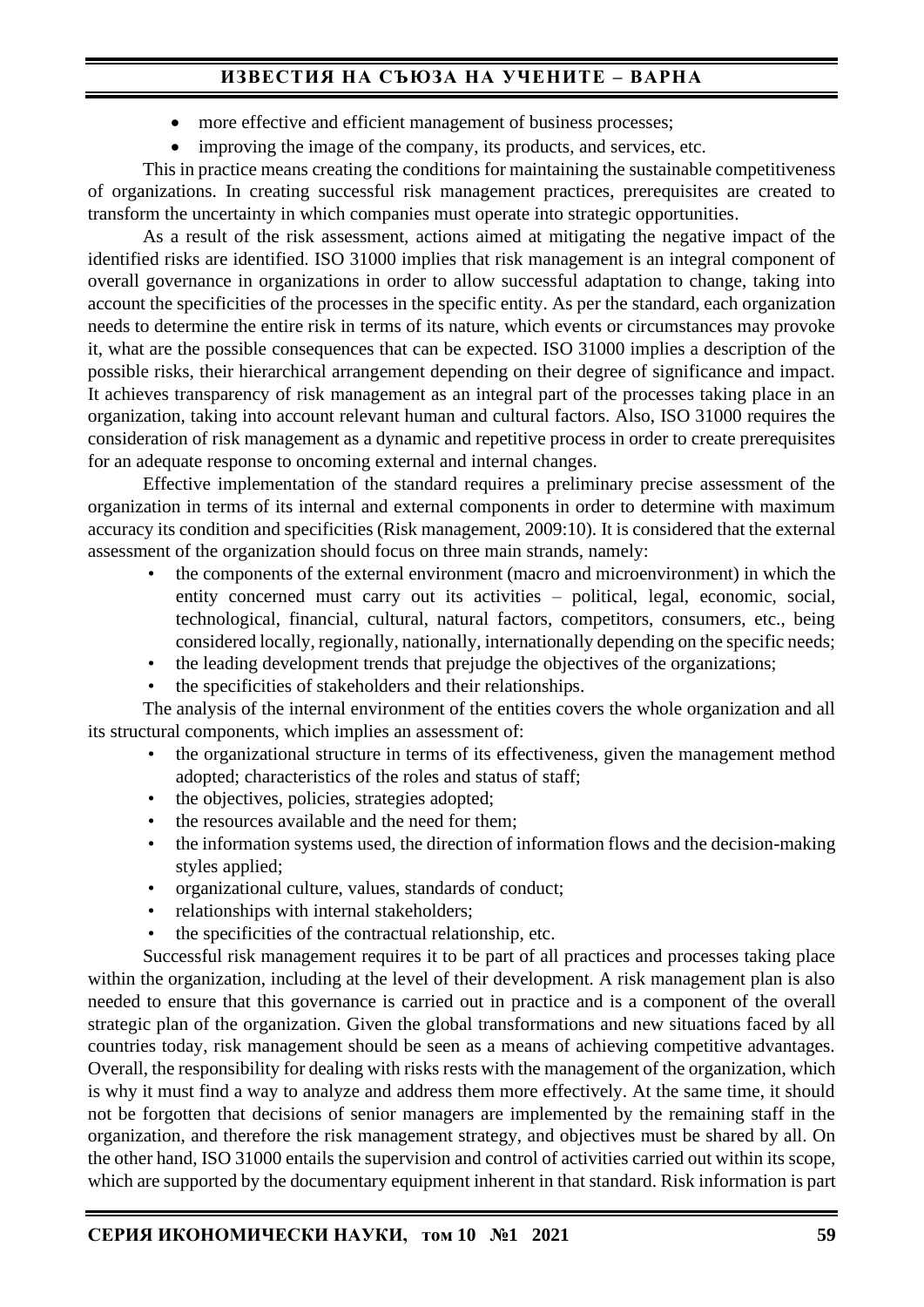- more effective and efficient management of business processes;
- improving the image of the company, its products, and services, etc.

This in practice means creating the conditions for maintaining the sustainable competitiveness of organizations. In creating successful risk management practices, prerequisites are created to transform the uncertainty in which companies must operate into strategic opportunities.

As a result of the risk assessment, actions aimed at mitigating the negative impact of the identified risks are identified. ISO 31000 implies that risk management is an integral component of overall governance in organizations in order to allow successful adaptation to change, taking into account the specificities of the processes in the specific entity. As per the standard, each organization needs to determine the entire risk in terms of its nature, which events or circumstances may provoke it, what are the possible consequences that can be expected. ISO 31000 implies a description of the possible risks, their hierarchical arrangement depending on their degree of significance and impact. It achieves transparency of risk management as an integral part of the processes taking place in an organization, taking into account relevant human and cultural factors. Also, ISO 31000 requires the consideration of risk management as a dynamic and repetitive process in order to create prerequisites for an adequate response to oncoming external and internal changes.

Effective implementation of the standard requires a preliminary precise assessment of the organization in terms of its internal and external components in order to determine with maximum accuracy its condition and specificities (Risk management, 2009:10). It is considered that the external assessment of the organization should focus on three main strands, namely:

- the components of the external environment (macro and microenvironment) in which the entity concerned must carry out its activities – political, legal, economic, social, technological, financial, cultural, natural factors, competitors, consumers, etc., being considered locally, regionally, nationally, internationally depending on the specific needs;
- the leading development trends that prejudge the objectives of the organizations;
- the specificities of stakeholders and their relationships.

The analysis of the internal environment of the entities covers the whole organization and all its structural components, which implies an assessment of:

- the organizational structure in terms of its effectiveness, given the management method adopted; characteristics of the roles and status of staff;
- the objectives, policies, strategies adopted;
- the resources available and the need for them;
- the information systems used, the direction of information flows and the decision-making styles applied;
- organizational culture, values, standards of conduct;
- relationships with internal stakeholders;
- the specificities of the contractual relationship, etc.

Successful risk management requires it to be part of all practices and processes taking place within the organization, including at the level of their development. A risk management plan is also needed to ensure that this governance is carried out in practice and is a component of the overall strategic plan of the organization. Given the global transformations and new situations faced by all countries today, risk management should be seen as a means of achieving competitive advantages. Overall, the responsibility for dealing with risks rests with the management of the organization, which is why it must find a way to analyze and address them more effectively. At the same time, it should not be forgotten that decisions of senior managers are implemented by the remaining staff in the organization, and therefore the risk management strategy, and objectives must be shared by all. On the other hand, ISO 31000 entails the supervision and control of activities carried out within its scope, which are supported by the documentary equipment inherent in that standard. Risk information is part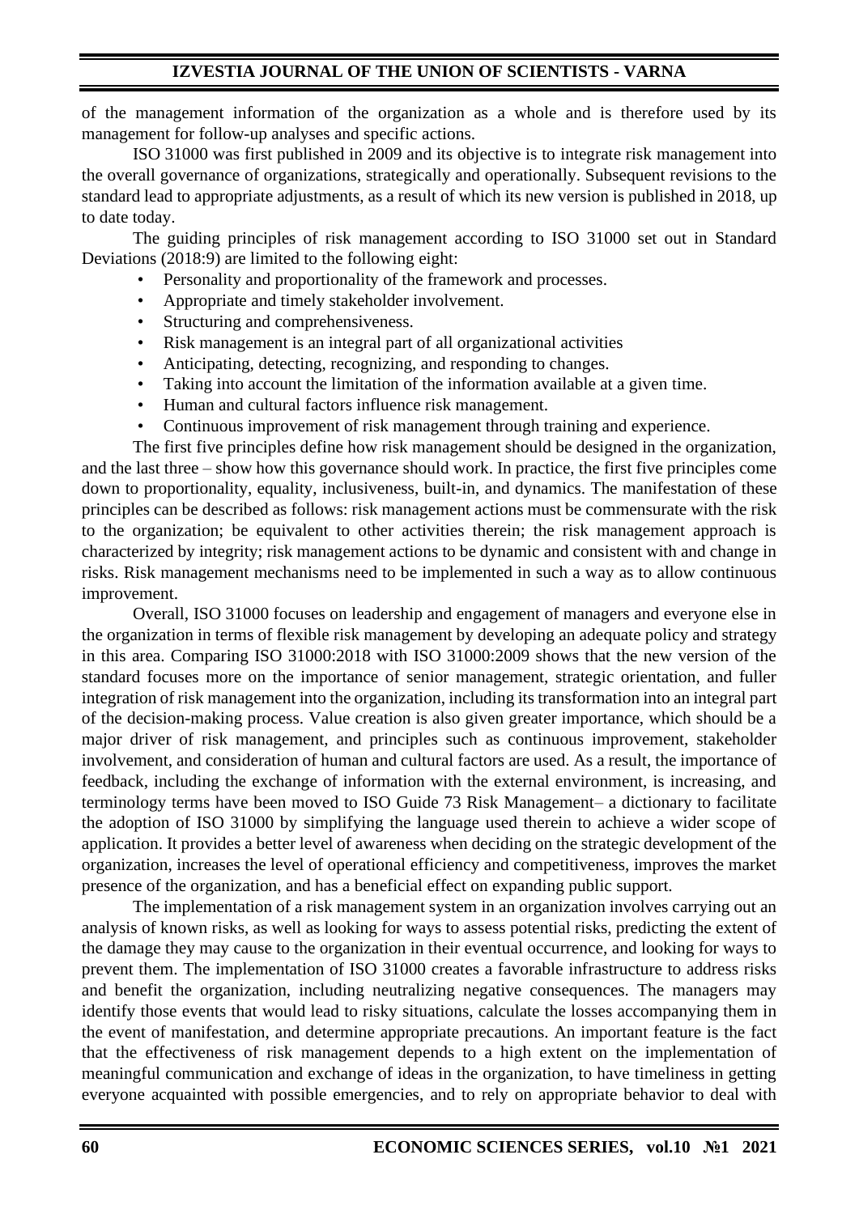of the management information of the organization as a whole and is therefore used by its management for follow-up analyses and specific actions.

ISO 31000 was first published in 2009 and its objective is to integrate risk management into the overall governance of organizations, strategically and operationally. Subsequent revisions to the standard lead to appropriate adjustments, as a result of which its new version is published in 2018, up to date today.

The guiding principles of risk management according to ISO 31000 set out in Standard Deviations (2018:9) are limited to the following eight:

- Personality and proportionality of the framework and processes.
- Appropriate and timely stakeholder involvement.
- Structuring and comprehensiveness.
- Risk management is an integral part of all organizational activities
- Anticipating, detecting, recognizing, and responding to changes.
- Taking into account the limitation of the information available at a given time.
- Human and cultural factors influence risk management.
- Continuous improvement of risk management through training and experience.

The first five principles define how risk management should be designed in the organization, and the last three – show how this governance should work. In practice, the first five principles come down to proportionality, equality, inclusiveness, built-in, and dynamics. The manifestation of these principles can be described as follows: risk management actions must be commensurate with the risk to the organization; be equivalent to other activities therein; the risk management approach is characterized by integrity; risk management actions to be dynamic and consistent with and change in risks. Risk management mechanisms need to be implemented in such a way as to allow continuous improvement.

Overall, ISO 31000 focuses on leadership and engagement of managers and everyone else in the organization in terms of flexible risk management by developing an adequate policy and strategy in this area. Comparing ISO 31000:2018 with ISO 31000:2009 shows that the new version of the standard focuses more on the importance of senior management, strategic orientation, and fuller integration of risk management into the organization, including its transformation into an integral part of the decision-making process. Value creation is also given greater importance, which should be a major driver of risk management, and principles such as continuous improvement, stakeholder involvement, and consideration of human and cultural factors are used. As a result, the importance of feedback, including the exchange of information with the external environment, is increasing, and terminology terms have been moved to ISO Guide 73 Risk Management– a dictionary to facilitate the adoption of ISO 31000 by simplifying the language used therein to achieve a wider scope of application. It provides a better level of awareness when deciding on the strategic development of the organization, increases the level of operational efficiency and competitiveness, improves the market presence of the organization, and has a beneficial effect on expanding public support.

The implementation of a risk management system in an organization involves carrying out an analysis of known risks, as well as looking for ways to assess potential risks, predicting the extent of the damage they may cause to the organization in their eventual occurrence, and looking for ways to prevent them. The implementation of ISO 31000 creates a favorable infrastructure to address risks and benefit the organization, including neutralizing negative consequences. The managers may identify those events that would lead to risky situations, calculate the losses accompanying them in the event of manifestation, and determine appropriate precautions. An important feature is the fact that the effectiveness of risk management depends to a high extent on the implementation of meaningful communication and exchange of ideas in the organization, to have timeliness in getting everyone acquainted with possible emergencies, and to rely on appropriate behavior to deal with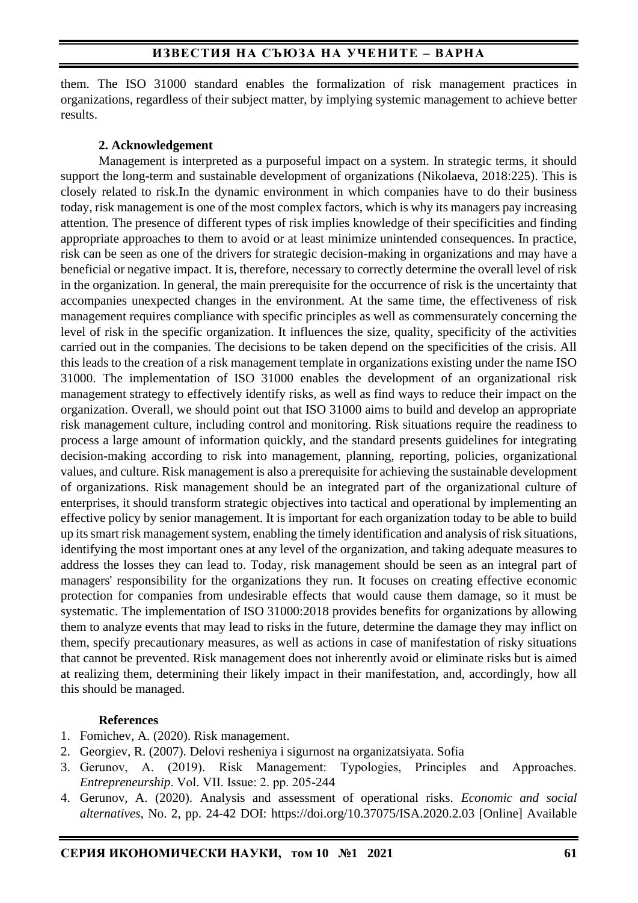them. The ISO 31000 standard enables the formalization of risk management practices in organizations, regardless of their subject matter, by implying systemic management to achieve better results.

## 2. Acknowledgement

Management is interpreted as a purposeful impact on a system. In strategic terms, it should support the long-term and sustainable development of organizations (Nikolaeva, 2018:225). This is closely related to risk.In the dynamic environment in which companies have to do their business today, risk management is one of the most complex factors, which is why its managers pay increasing attention. The presence of different types of risk implies knowledge of their specificities and finding appropriate approaches to them to avoid or at least minimize unintended consequences. In practice, risk can be seen as one of the drivers for strategic decision-making in organizations and may have a beneficial or negative impact. It is, therefore, necessary to correctly determine the overall level of risk in the organization. In general, the main prerequisite for the occurrence of risk is the uncertainty that accompanies unexpected changes in the environment. At the same time, the effectiveness of risk management requires compliance with specific principles as well as commensurately concerning the level of risk in the specific organization. It influences the size, quality, specificity of the activities carried out in the companies. The decisions to be taken depend on the specificities of the crisis. All this leads to the creation of a risk management template in organizations existing under the name ISO 31000. The implementation of ISO 31000 enables the development of an organizational risk management strategy to effectively identify risks, as well as find ways to reduce their impact on the organization. Overall, we should point out that ISO 31000 aims to build and develop an appropriate risk management culture, including control and monitoring. Risk situations require the readiness to process a large amount of information quickly, and the standard presents guidelines for integrating decision-making according to risk into management, planning, reporting, policies, organizational values, and culture. Risk management is also a prerequisite for achieving the sustainable development of organizations. Risk management should be an integrated part of the organizational culture of enterprises, it should transform strategic objectives into tactical and operational by implementing an effective policy by senior management. It is important for each organization today to be able to build up its smart risk management system, enabling the timely identification and analysis of risk situations, identifying the most important ones at any level of the organization, and taking adequate measures to address the losses they can lead to. Today, risk management should be seen as an integral part of managers' responsibility for the organizations they run. It focuses on creating effective economic protection for companies from undesirable effects that would cause them damage, so it must be systematic. The implementation of ISO 31000:2018 provides benefits for organizations by allowing them to analyze events that may lead to risks in the future, determine the damage they may inflict on them, specify precautionary measures, as well as actions in case of manifestation of risky situations that cannot be prevented. Risk management does not inherently avoid or eliminate risks but is aimed at realizing them, determining their likely impact in their manifestation, and, accordingly, how all this should be managed.

## References

1. Fomichev, A. (2020). Risk management.
2. Georgiev, R. (2007). Delovi resheniya i sigurnost na organizatsiyata. Sofia
3. Gerunov, A. (2019). Risk Management: Typologies, Principles and Approaches. *Entrepreneurship*. Vol. VII. Issue: 2. pp. 205-244
4. Gerunov, A. (2020). Analysis and assessment of operational risks. *Economic and social alternatives*, No. 2, pp. 24-42 DOI: https://doi.org/10.37075/ISA.2020.2.03 [Online] Available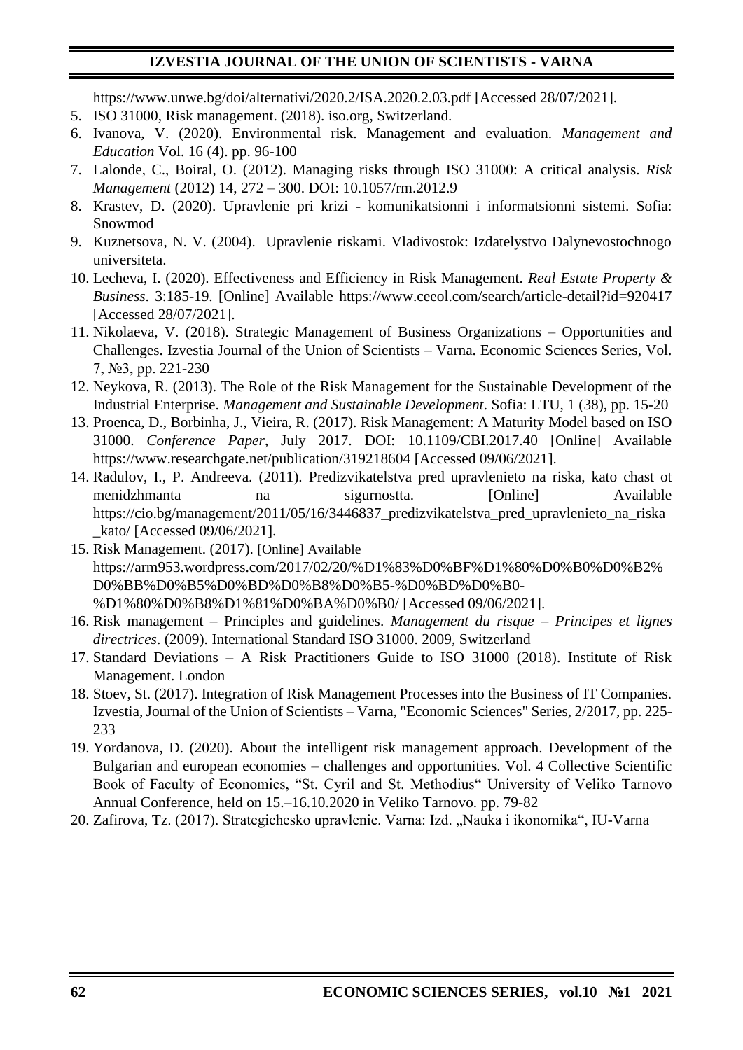https://www.unwe.bg/doi/alternativi/2020.2/ISA.2020.2.03.pdf [Accessed 28/07/2021].

5. ISO 31000, Risk management. (2018). iso.org, Switzerland.
6. Ivanova, V. (2020). Environmental risk. Management and evaluation. *Management and Education* Vol. 16 (4). pp. 96-100
7. Lalonde, C., Boiral, O. (2012). Managing risks through ISO 31000: A critical analysis. *Risk Management* (2012) 14, 272 – 300. DOI: 10.1057/rm.2012.9
8. Krastev, D. (2020). Upravlenie pri krizi - komunikatsionni i informatsionni sistemi. Sofia: Snowmod
9. Kuznetsova, N. V. (2004). Upravlenie riskami. Vladivostok: Izdatelystvo Dalynevostochnogo universiteta.
10. Lecheva, I. (2020). Effectiveness and Efficiency in Risk Management. *Real Estate Property & Business*. 3:185-19. [Online] Available https://www.ceeol.com/search/article-detail?id=920417 [Accessed 28/07/2021].
11. Nikolaeva, V. (2018). Strategic Management of Business Organizations – Opportunities and Challenges. Izvestia Journal of the Union of Scientists – Varna. Economic Sciences Series, Vol. 7, №3, pp. 221-230
12. Neykova, R. (2013). The Role of the Risk Management for the Sustainable Development of the Industrial Enterprise. *Management and Sustainable Development*. Sofia: LTU, 1 (38), pp. 15-20
13. Proenca, D., Borbinha, J., Vieira, R. (2017). Risk Management: A Maturity Model based on ISO 31000. *Conference Paper*, July 2017. DOI: 10.1109/CBI.2017.40 [Online] Available https://www.researchgate.net/publication/319218604 [Accessed 09/06/2021].
14. Radulov, I., P. Andreeva. (2011). Predizvikatelstva pred upravlenieto na riska, kato chast ot menidzhmanta na sigurnostta. [Online] Available https://cio.bg/management/2011/05/16/3446837_predizvikatelstva_pred_upravlenieto_na_riska_kato/ [Accessed 09/06/2021].
15. Risk Management. (2017). [Online] Available https://arm953.wordpress.com/2017/02/20/%D1%83%D0%BF%D1%80%D0%B0%D0%B2%D0%BB%D0%B5%D0%BD%D0%B8%D0%B5-%D0%BD%D0%B0-%D1%80%D0%B8%D1%81%D0%BA%D0%B0/ [Accessed 09/06/2021].
16. Risk management – Principles and guidelines. *Management du risque – Principes et lignes directrices*. (2009). International Standard ISO 31000. 2009, Switzerland
17. Standard Deviations – A Risk Practitioners Guide to ISO 31000 (2018). Institute of Risk Management. London
18. Stoev, St. (2017). Integration of Risk Management Processes into the Business of IT Companies. Izvestia, Journal of the Union of Scientists – Varna, "Economic Sciences" Series, 2/2017, pp. 225-233
19. Yordanova, D. (2020). About the intelligent risk management approach. Development of the Bulgarian and european economies – challenges and opportunities. Vol. 4 Collective Scientific Book of Faculty of Economics, "St. Cyril and St. Methodius" University of Veliko Tarnovo Annual Conference, held on 15.–16.10.2020 in Veliko Tarnovo. pp. 79-82
20. Zafirova, Tz. (2017). Strategichesko upravlenie. Varna: Izd. „Nauka i ikonomika", IU-Varna